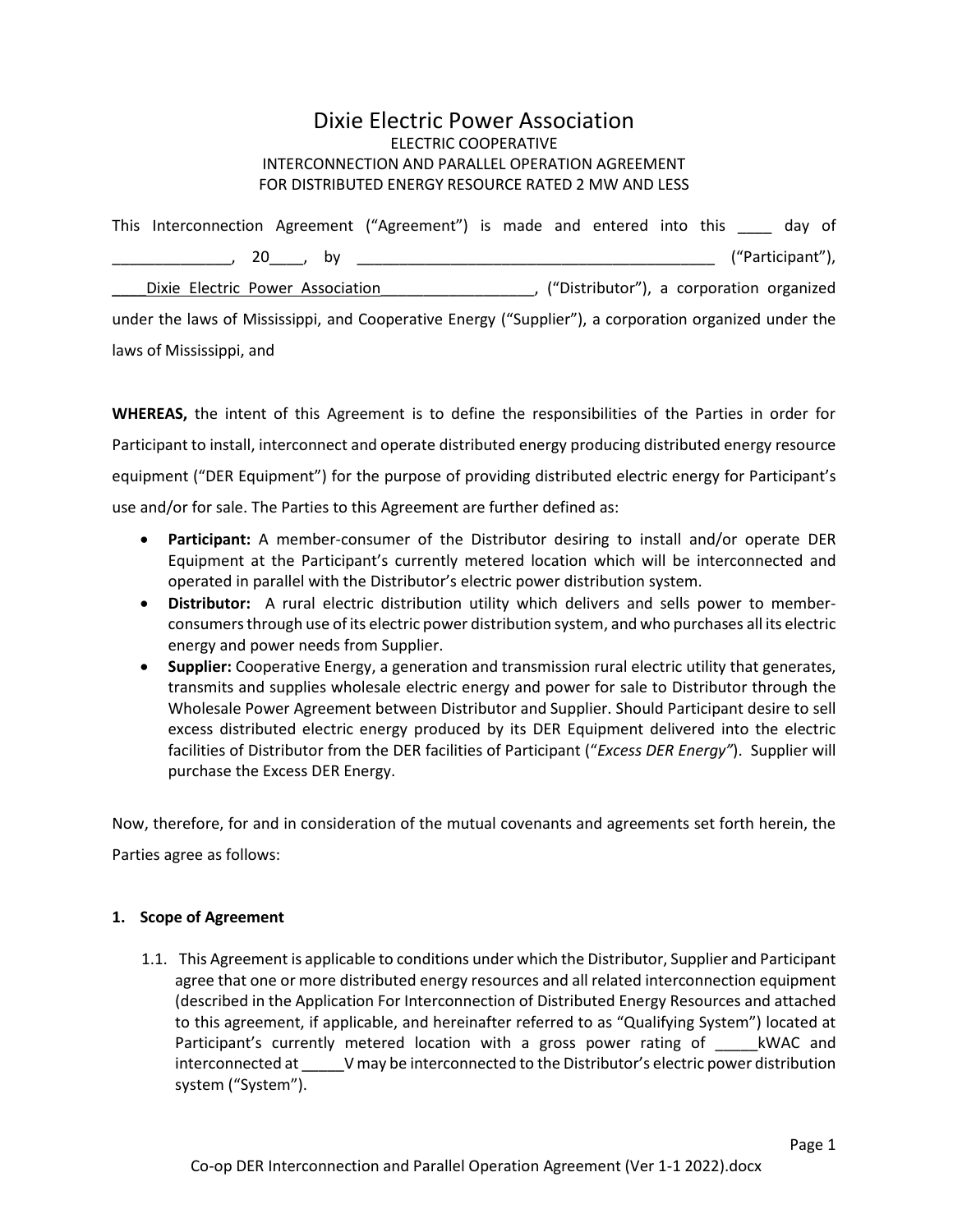# Dixie Electric Power Association

ELECTRIC COOPERATIVE
INTERCONNECTION AND PARALLEL OPERATION AGREEMENT
FOR DISTRIBUTED ENERGY RESOURCE RATED 2 MW AND LESS

This Interconnection Agreement ("Agreement") is made and entered into this ____ day of ______________, 20____, by __________________________________________ ("Participant"), ____Dixie Electric Power Association__________________, ("Distributor"), a corporation organized under the laws of Mississippi, and Cooperative Energy ("Supplier"), a corporation organized under the laws of Mississippi, and

**WHEREAS,** the intent of this Agreement is to define the responsibilities of the Parties in order for Participant to install, interconnect and operate distributed energy producing distributed energy resource equipment ("DER Equipment") for the purpose of providing distributed electric energy for Participant's use and/or for sale. The Parties to this Agreement are further defined as:

- **Participant:** A member-consumer of the Distributor desiring to install and/or operate DER Equipment at the Participant's currently metered location which will be interconnected and operated in parallel with the Distributor's electric power distribution system.
- **Distributor:** A rural electric distribution utility which delivers and sells power to member-consumers through use of its electric power distribution system, and who purchases all its electric energy and power needs from Supplier.
- **Supplier:** Cooperative Energy, a generation and transmission rural electric utility that generates, transmits and supplies wholesale electric energy and power for sale to Distributor through the Wholesale Power Agreement between Distributor and Supplier. Should Participant desire to sell excess distributed electric energy produced by its DER Equipment delivered into the electric facilities of Distributor from the DER facilities of Participant ("*Excess DER Energy"*). Supplier will purchase the Excess DER Energy.

Now, therefore, for and in consideration of the mutual covenants and agreements set forth herein, the Parties agree as follows:

## 1. Scope of Agreement

1.1. This Agreement is applicable to conditions under which the Distributor, Supplier and Participant agree that one or more distributed energy resources and all related interconnection equipment (described in the Application For Interconnection of Distributed Energy Resources and attached to this agreement, if applicable, and hereinafter referred to as "Qualifying System") located at Participant's currently metered location with a gross power rating of _____kWAC and interconnected at _____V may be interconnected to the Distributor's electric power distribution system ("System").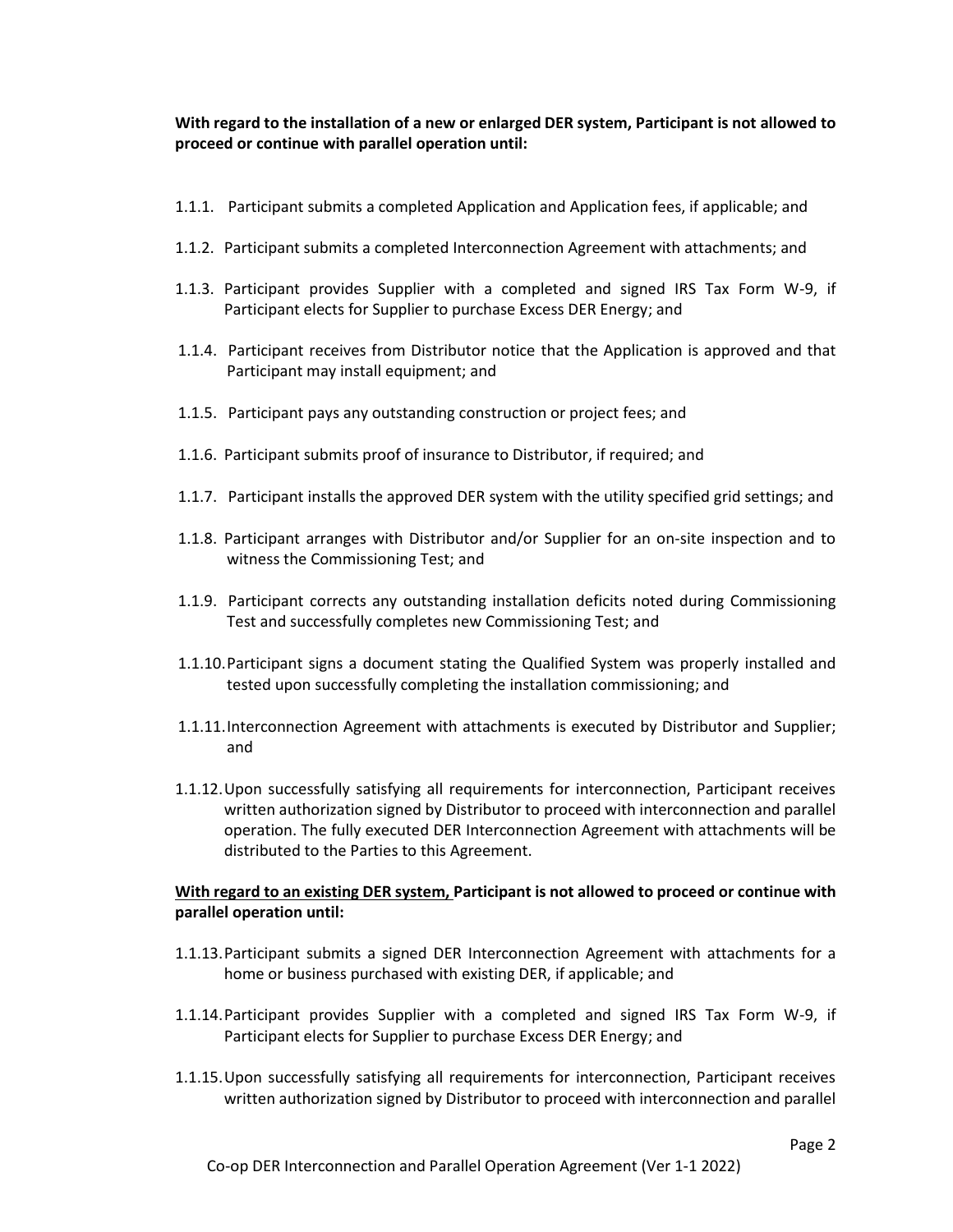**With regard to the installation of a new or enlarged DER system, Participant is not allowed to proceed or continue with parallel operation until:**

1.1.1. Participant submits a completed Application and Application fees, if applicable; and

1.1.2. Participant submits a completed Interconnection Agreement with attachments; and

1.1.3. Participant provides Supplier with a completed and signed IRS Tax Form W-9, if Participant elects for Supplier to purchase Excess DER Energy; and

1.1.4. Participant receives from Distributor notice that the Application is approved and that Participant may install equipment; and

1.1.5. Participant pays any outstanding construction or project fees; and

1.1.6. Participant submits proof of insurance to Distributor, if required; and

1.1.7. Participant installs the approved DER system with the utility specified grid settings; and

1.1.8. Participant arranges with Distributor and/or Supplier for an on-site inspection and to witness the Commissioning Test; and

1.1.9. Participant corrects any outstanding installation deficits noted during Commissioning Test and successfully completes new Commissioning Test; and

1.1.10. Participant signs a document stating the Qualified System was properly installed and tested upon successfully completing the installation commissioning; and

1.1.11. Interconnection Agreement with attachments is executed by Distributor and Supplier; and

1.1.12. Upon successfully satisfying all requirements for interconnection, Participant receives written authorization signed by Distributor to proceed with interconnection and parallel operation. The fully executed DER Interconnection Agreement with attachments will be distributed to the Parties to this Agreement.

**<u>With regard to an existing DER system,</u> Participant is not allowed to proceed or continue with parallel operation until:**

1.1.13. Participant submits a signed DER Interconnection Agreement with attachments for a home or business purchased with existing DER, if applicable; and

1.1.14. Participant provides Supplier with a completed and signed IRS Tax Form W-9, if Participant elects for Supplier to purchase Excess DER Energy; and

1.1.15. Upon successfully satisfying all requirements for interconnection, Participant receives written authorization signed by Distributor to proceed with interconnection and parallel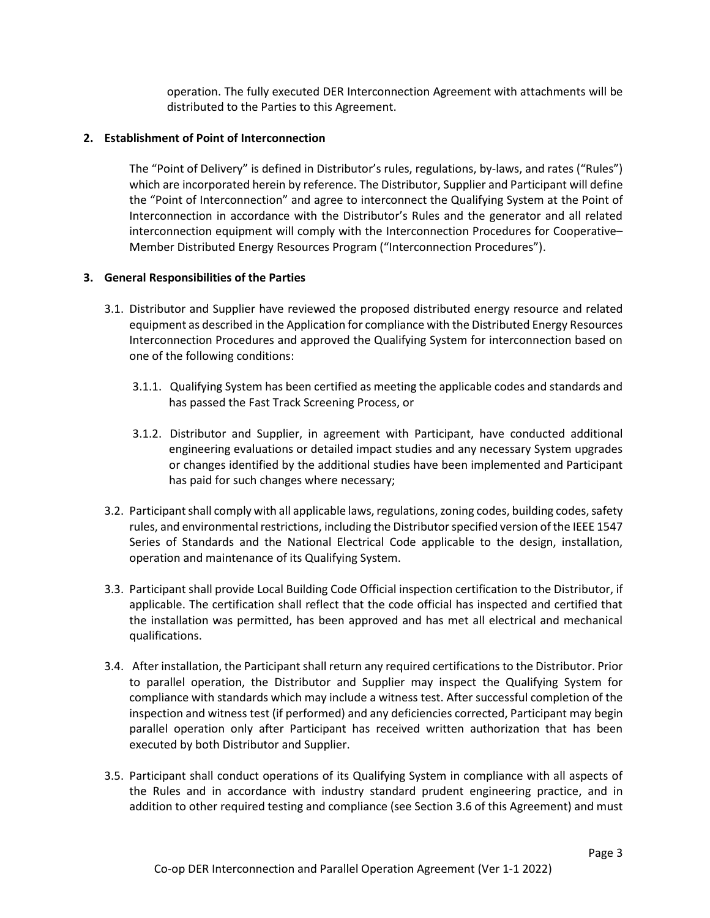operation. The fully executed DER Interconnection Agreement with attachments will be distributed to the Parties to this Agreement.

## 2. Establishment of Point of Interconnection

The "Point of Delivery" is defined in Distributor's rules, regulations, by-laws, and rates ("Rules") which are incorporated herein by reference. The Distributor, Supplier and Participant will define the "Point of Interconnection" and agree to interconnect the Qualifying System at the Point of Interconnection in accordance with the Distributor's Rules and the generator and all related interconnection equipment will comply with the Interconnection Procedures for Cooperative–Member Distributed Energy Resources Program ("Interconnection Procedures").

## 3. General Responsibilities of the Parties

3.1. Distributor and Supplier have reviewed the proposed distributed energy resource and related equipment as described in the Application for compliance with the Distributed Energy Resources Interconnection Procedures and approved the Qualifying System for interconnection based on one of the following conditions:

3.1.1. Qualifying System has been certified as meeting the applicable codes and standards and has passed the Fast Track Screening Process, or

3.1.2. Distributor and Supplier, in agreement with Participant, have conducted additional engineering evaluations or detailed impact studies and any necessary System upgrades or changes identified by the additional studies have been implemented and Participant has paid for such changes where necessary;

3.2. Participant shall comply with all applicable laws, regulations, zoning codes, building codes, safety rules, and environmental restrictions, including the Distributor specified version of the IEEE 1547 Series of Standards and the National Electrical Code applicable to the design, installation, operation and maintenance of its Qualifying System.

3.3. Participant shall provide Local Building Code Official inspection certification to the Distributor, if applicable. The certification shall reflect that the code official has inspected and certified that the installation was permitted, has been approved and has met all electrical and mechanical qualifications.

3.4. After installation, the Participant shall return any required certifications to the Distributor. Prior to parallel operation, the Distributor and Supplier may inspect the Qualifying System for compliance with standards which may include a witness test. After successful completion of the inspection and witness test (if performed) and any deficiencies corrected, Participant may begin parallel operation only after Participant has received written authorization that has been executed by both Distributor and Supplier.

3.5. Participant shall conduct operations of its Qualifying System in compliance with all aspects of the Rules and in accordance with industry standard prudent engineering practice, and in addition to other required testing and compliance (see Section 3.6 of this Agreement) and must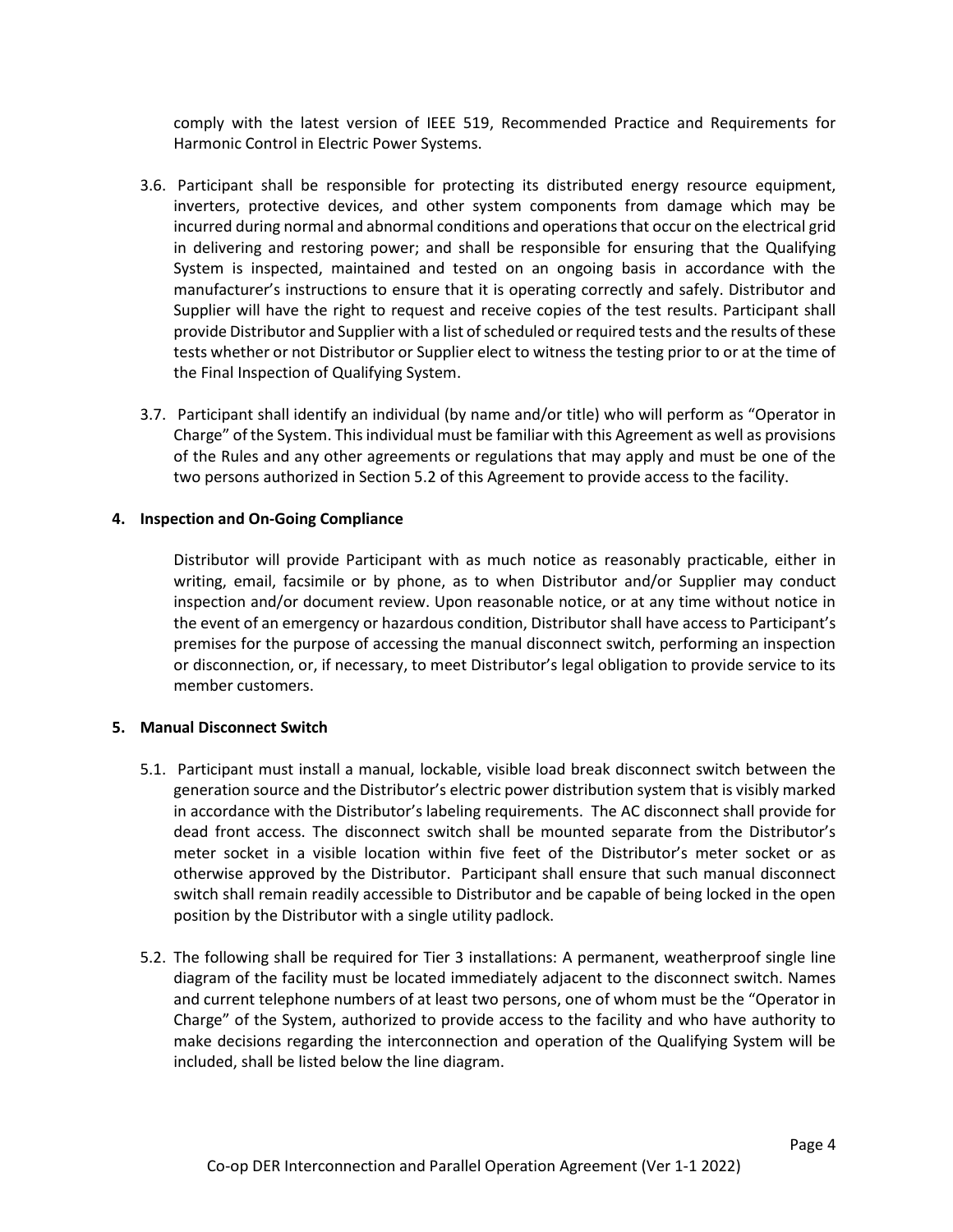comply with the latest version of IEEE 519, Recommended Practice and Requirements for Harmonic Control in Electric Power Systems.

3.6. Participant shall be responsible for protecting its distributed energy resource equipment, inverters, protective devices, and other system components from damage which may be incurred during normal and abnormal conditions and operations that occur on the electrical grid in delivering and restoring power; and shall be responsible for ensuring that the Qualifying System is inspected, maintained and tested on an ongoing basis in accordance with the manufacturer's instructions to ensure that it is operating correctly and safely. Distributor and Supplier will have the right to request and receive copies of the test results. Participant shall provide Distributor and Supplier with a list of scheduled or required tests and the results of these tests whether or not Distributor or Supplier elect to witness the testing prior to or at the time of the Final Inspection of Qualifying System.

3.7. Participant shall identify an individual (by name and/or title) who will perform as "Operator in Charge" of the System. This individual must be familiar with this Agreement as well as provisions of the Rules and any other agreements or regulations that may apply and must be one of the two persons authorized in Section 5.2 of this Agreement to provide access to the facility.

**4. Inspection and On-Going Compliance**

Distributor will provide Participant with as much notice as reasonably practicable, either in writing, email, facsimile or by phone, as to when Distributor and/or Supplier may conduct inspection and/or document review. Upon reasonable notice, or at any time without notice in the event of an emergency or hazardous condition, Distributor shall have access to Participant's premises for the purpose of accessing the manual disconnect switch, performing an inspection or disconnection, or, if necessary, to meet Distributor's legal obligation to provide service to its member customers.

**5. Manual Disconnect Switch**

5.1. Participant must install a manual, lockable, visible load break disconnect switch between the generation source and the Distributor's electric power distribution system that is visibly marked in accordance with the Distributor's labeling requirements. The AC disconnect shall provide for dead front access. The disconnect switch shall be mounted separate from the Distributor's meter socket in a visible location within five feet of the Distributor's meter socket or as otherwise approved by the Distributor. Participant shall ensure that such manual disconnect switch shall remain readily accessible to Distributor and be capable of being locked in the open position by the Distributor with a single utility padlock.

5.2. The following shall be required for Tier 3 installations: A permanent, weatherproof single line diagram of the facility must be located immediately adjacent to the disconnect switch. Names and current telephone numbers of at least two persons, one of whom must be the "Operator in Charge" of the System, authorized to provide access to the facility and who have authority to make decisions regarding the interconnection and operation of the Qualifying System will be included, shall be listed below the line diagram.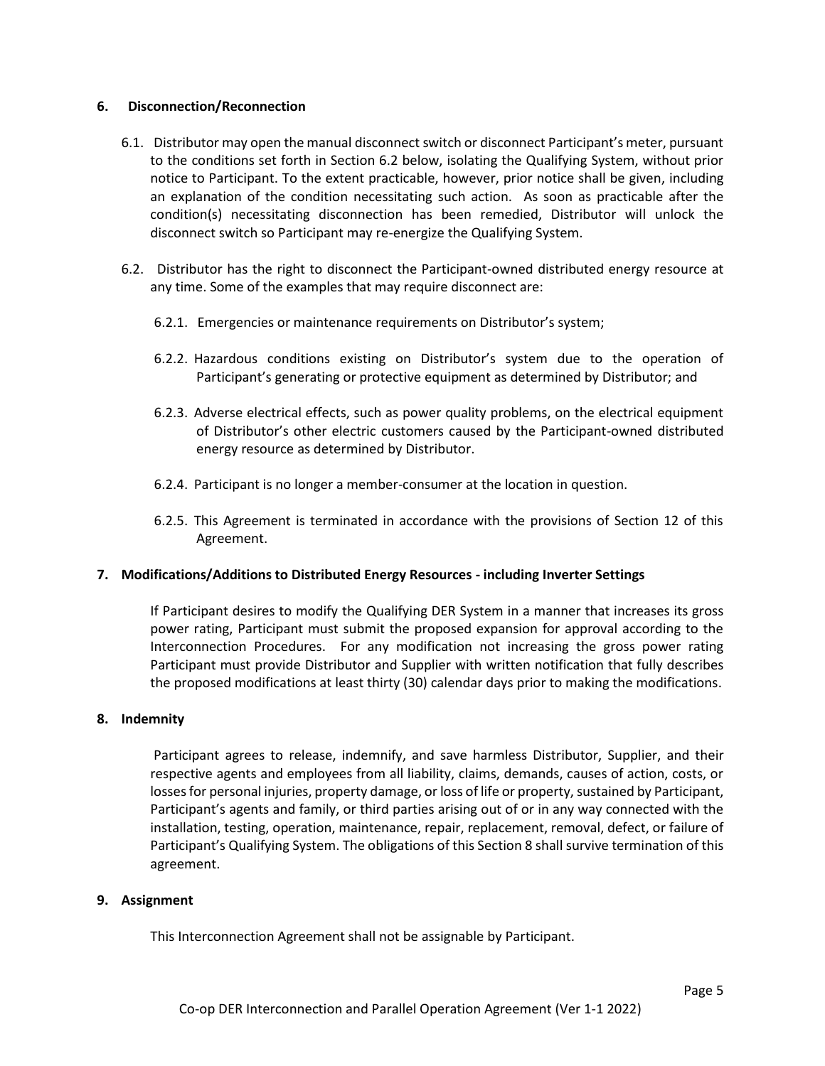## 6. Disconnection/Reconnection

6.1. Distributor may open the manual disconnect switch or disconnect Participant's meter, pursuant to the conditions set forth in Section 6.2 below, isolating the Qualifying System, without prior notice to Participant. To the extent practicable, however, prior notice shall be given, including an explanation of the condition necessitating such action. As soon as practicable after the condition(s) necessitating disconnection has been remedied, Distributor will unlock the disconnect switch so Participant may re-energize the Qualifying System.

6.2. Distributor has the right to disconnect the Participant-owned distributed energy resource at any time. Some of the examples that may require disconnect are:

6.2.1. Emergencies or maintenance requirements on Distributor's system;

6.2.2. Hazardous conditions existing on Distributor's system due to the operation of Participant's generating or protective equipment as determined by Distributor; and

6.2.3. Adverse electrical effects, such as power quality problems, on the electrical equipment of Distributor's other electric customers caused by the Participant-owned distributed energy resource as determined by Distributor.

6.2.4. Participant is no longer a member-consumer at the location in question.

6.2.5. This Agreement is terminated in accordance with the provisions of Section 12 of this Agreement.

## 7. Modifications/Additions to Distributed Energy Resources - including Inverter Settings

If Participant desires to modify the Qualifying DER System in a manner that increases its gross power rating, Participant must submit the proposed expansion for approval according to the Interconnection Procedures. For any modification not increasing the gross power rating Participant must provide Distributor and Supplier with written notification that fully describes the proposed modifications at least thirty (30) calendar days prior to making the modifications.

## 8. Indemnity

Participant agrees to release, indemnify, and save harmless Distributor, Supplier, and their respective agents and employees from all liability, claims, demands, causes of action, costs, or losses for personal injuries, property damage, or loss of life or property, sustained by Participant, Participant's agents and family, or third parties arising out of or in any way connected with the installation, testing, operation, maintenance, repair, replacement, removal, defect, or failure of Participant's Qualifying System. The obligations of this Section 8 shall survive termination of this agreement.

## 9. Assignment

This Interconnection Agreement shall not be assignable by Participant.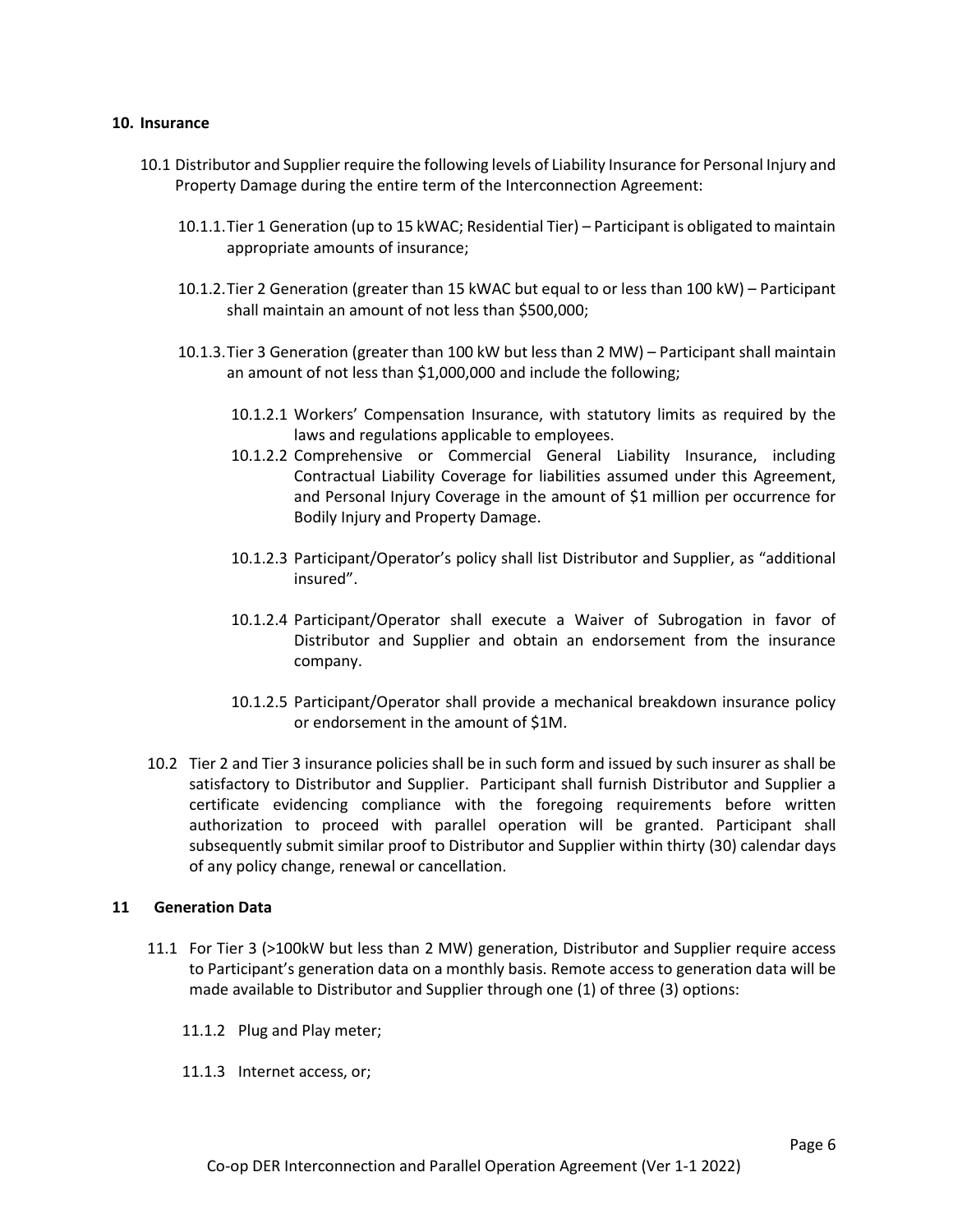## 10. Insurance

10.1 Distributor and Supplier require the following levels of Liability Insurance for Personal Injury and Property Damage during the entire term of the Interconnection Agreement:

10.1.1. Tier 1 Generation (up to 15 kWAC; Residential Tier) – Participant is obligated to maintain appropriate amounts of insurance;

10.1.2. Tier 2 Generation (greater than 15 kWAC but equal to or less than 100 kW) – Participant shall maintain an amount of not less than $500,000;

10.1.3. Tier 3 Generation (greater than 100 kW but less than 2 MW) – Participant shall maintain an amount of not less than $1,000,000 and include the following;

10.1.2.1 Workers' Compensation Insurance, with statutory limits as required by the laws and regulations applicable to employees.

10.1.2.2 Comprehensive or Commercial General Liability Insurance, including Contractual Liability Coverage for liabilities assumed under this Agreement, and Personal Injury Coverage in the amount of $1 million per occurrence for Bodily Injury and Property Damage.

10.1.2.3 Participant/Operator's policy shall list Distributor and Supplier, as "additional insured".

10.1.2.4 Participant/Operator shall execute a Waiver of Subrogation in favor of Distributor and Supplier and obtain an endorsement from the insurance company.

10.1.2.5 Participant/Operator shall provide a mechanical breakdown insurance policy or endorsement in the amount of $1M.

10.2 Tier 2 and Tier 3 insurance policies shall be in such form and issued by such insurer as shall be satisfactory to Distributor and Supplier. Participant shall furnish Distributor and Supplier a certificate evidencing compliance with the foregoing requirements before written authorization to proceed with parallel operation will be granted. Participant shall subsequently submit similar proof to Distributor and Supplier within thirty (30) calendar days of any policy change, renewal or cancellation.

## 11 Generation Data

11.1 For Tier 3 (>100kW but less than 2 MW) generation, Distributor and Supplier require access to Participant's generation data on a monthly basis. Remote access to generation data will be made available to Distributor and Supplier through one (1) of three (3) options:

11.1.2 Plug and Play meter;

11.1.3 Internet access, or;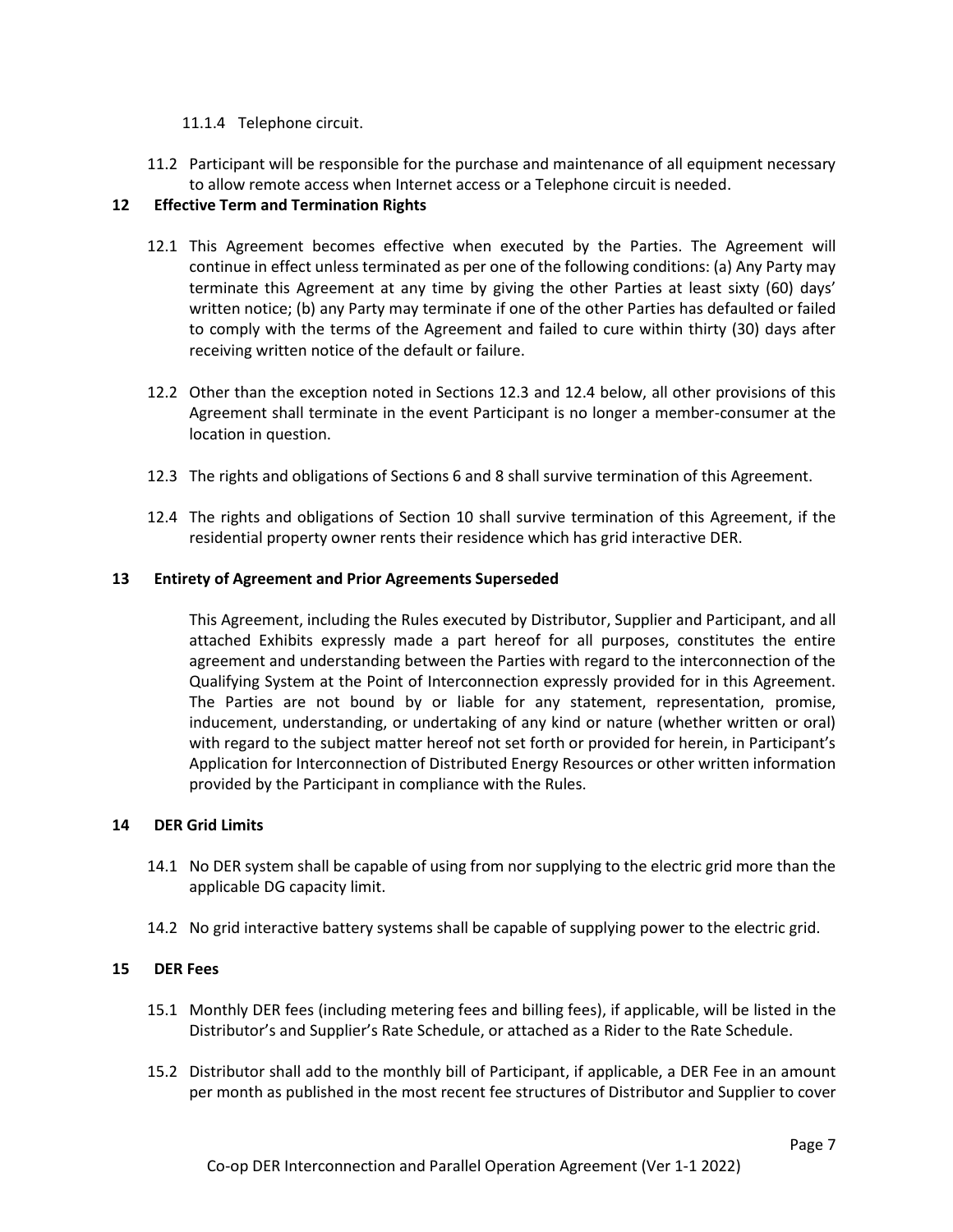11.1.4 Telephone circuit.

11.2 Participant will be responsible for the purchase and maintenance of all equipment necessary to allow remote access when Internet access or a Telephone circuit is needed.

## 12 Effective Term and Termination Rights

12.1 This Agreement becomes effective when executed by the Parties. The Agreement will continue in effect unless terminated as per one of the following conditions: (a) Any Party may terminate this Agreement at any time by giving the other Parties at least sixty (60) days' written notice; (b) any Party may terminate if one of the other Parties has defaulted or failed to comply with the terms of the Agreement and failed to cure within thirty (30) days after receiving written notice of the default or failure.

12.2 Other than the exception noted in Sections 12.3 and 12.4 below, all other provisions of this Agreement shall terminate in the event Participant is no longer a member-consumer at the location in question.

12.3 The rights and obligations of Sections 6 and 8 shall survive termination of this Agreement.

12.4 The rights and obligations of Section 10 shall survive termination of this Agreement, if the residential property owner rents their residence which has grid interactive DER.

## 13 Entirety of Agreement and Prior Agreements Superseded

This Agreement, including the Rules executed by Distributor, Supplier and Participant, and all attached Exhibits expressly made a part hereof for all purposes, constitutes the entire agreement and understanding between the Parties with regard to the interconnection of the Qualifying System at the Point of Interconnection expressly provided for in this Agreement. The Parties are not bound by or liable for any statement, representation, promise, inducement, understanding, or undertaking of any kind or nature (whether written or oral) with regard to the subject matter hereof not set forth or provided for herein, in Participant's Application for Interconnection of Distributed Energy Resources or other written information provided by the Participant in compliance with the Rules.

## 14 DER Grid Limits

14.1 No DER system shall be capable of using from nor supplying to the electric grid more than the applicable DG capacity limit.

14.2 No grid interactive battery systems shall be capable of supplying power to the electric grid.

## 15 DER Fees

15.1 Monthly DER fees (including metering fees and billing fees), if applicable, will be listed in the Distributor's and Supplier's Rate Schedule, or attached as a Rider to the Rate Schedule.

15.2 Distributor shall add to the monthly bill of Participant, if applicable, a DER Fee in an amount per month as published in the most recent fee structures of Distributor and Supplier to cover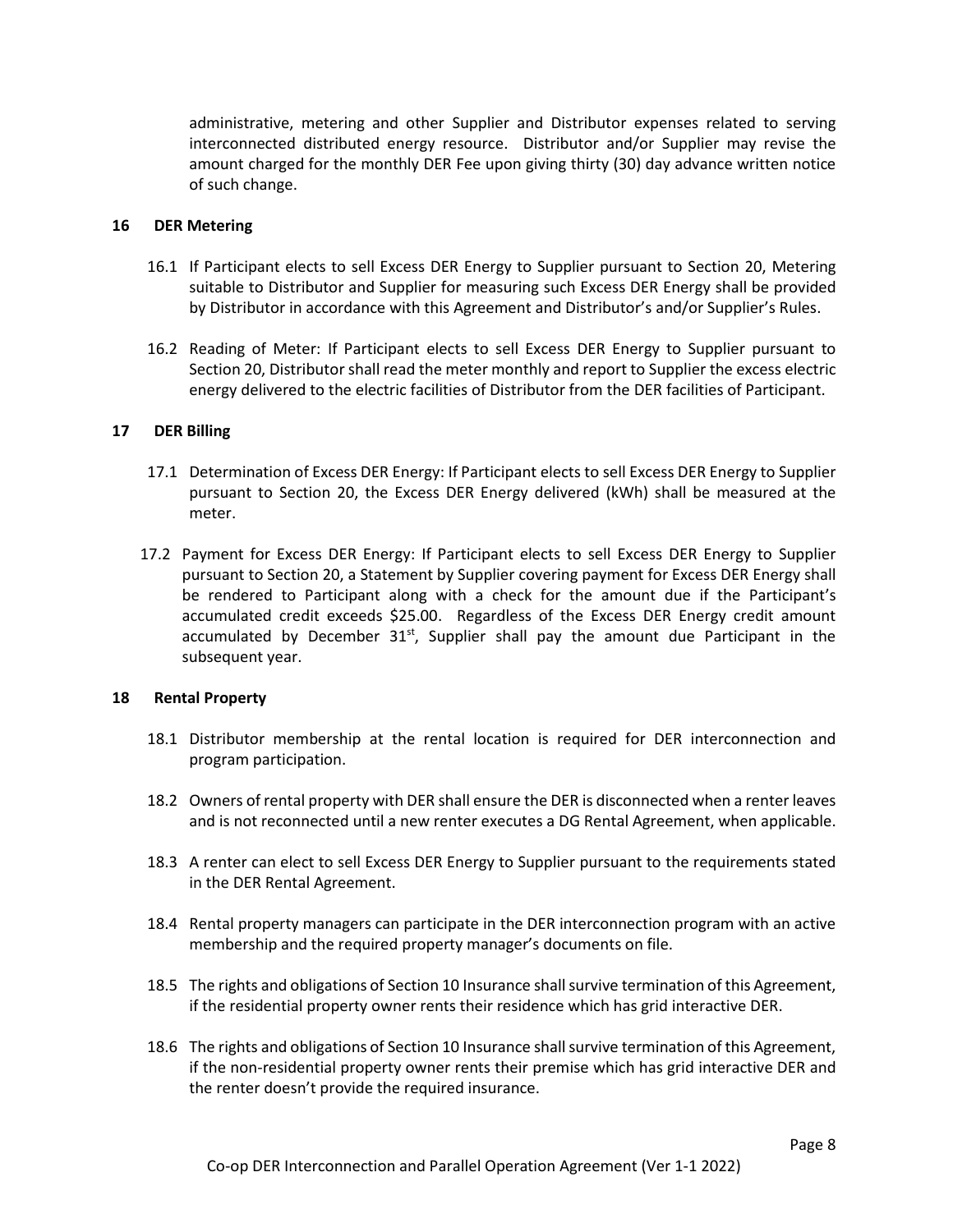administrative, metering and other Supplier and Distributor expenses related to serving interconnected distributed energy resource. Distributor and/or Supplier may revise the amount charged for the monthly DER Fee upon giving thirty (30) day advance written notice of such change.

## 16 DER Metering

16.1 If Participant elects to sell Excess DER Energy to Supplier pursuant to Section 20, Metering suitable to Distributor and Supplier for measuring such Excess DER Energy shall be provided by Distributor in accordance with this Agreement and Distributor's and/or Supplier's Rules.

16.2 Reading of Meter: If Participant elects to sell Excess DER Energy to Supplier pursuant to Section 20, Distributor shall read the meter monthly and report to Supplier the excess electric energy delivered to the electric facilities of Distributor from the DER facilities of Participant.

## 17 DER Billing

17.1 Determination of Excess DER Energy: If Participant elects to sell Excess DER Energy to Supplier pursuant to Section 20, the Excess DER Energy delivered (kWh) shall be measured at the meter.

17.2 Payment for Excess DER Energy: If Participant elects to sell Excess DER Energy to Supplier pursuant to Section 20, a Statement by Supplier covering payment for Excess DER Energy shall be rendered to Participant along with a check for the amount due if the Participant's accumulated credit exceeds $25.00. Regardless of the Excess DER Energy credit amount accumulated by December 31st, Supplier shall pay the amount due Participant in the subsequent year.

## 18 Rental Property

18.1 Distributor membership at the rental location is required for DER interconnection and program participation.

18.2 Owners of rental property with DER shall ensure the DER is disconnected when a renter leaves and is not reconnected until a new renter executes a DG Rental Agreement, when applicable.

18.3 A renter can elect to sell Excess DER Energy to Supplier pursuant to the requirements stated in the DER Rental Agreement.

18.4 Rental property managers can participate in the DER interconnection program with an active membership and the required property manager's documents on file.

18.5 The rights and obligations of Section 10 Insurance shall survive termination of this Agreement, if the residential property owner rents their residence which has grid interactive DER.

18.6 The rights and obligations of Section 10 Insurance shall survive termination of this Agreement, if the non-residential property owner rents their premise which has grid interactive DER and the renter doesn't provide the required insurance.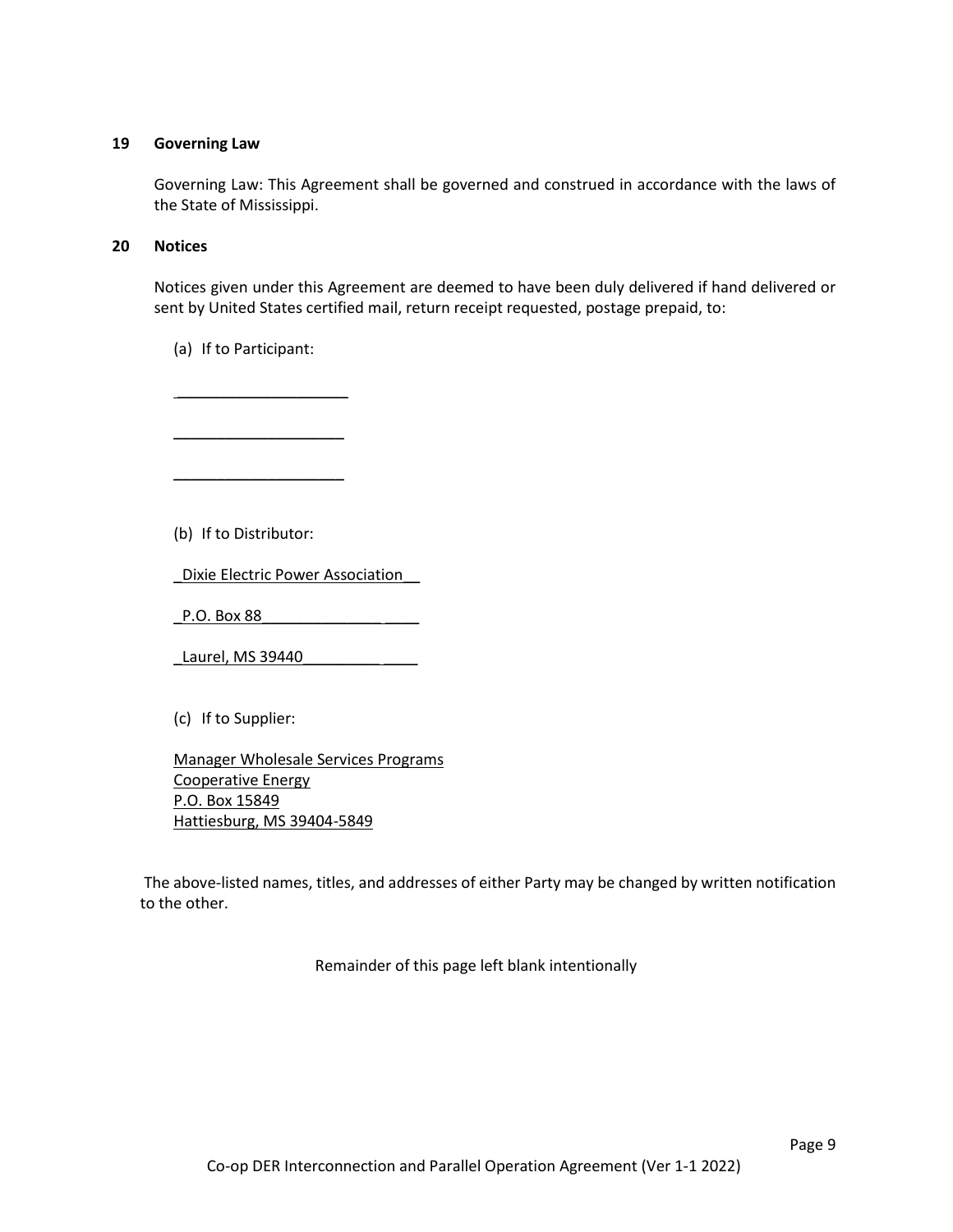## 19 Governing Law

Governing Law: This Agreement shall be governed and construed in accordance with the laws of the State of Mississippi.

## 20 Notices

Notices given under this Agreement are deemed to have been duly delivered if hand delivered or sent by United States certified mail, return receipt requested, postage prepaid, to:

(a) If to Participant:

____________________

____________________

____________________

(b) If to Distributor:

_Dixie Electric Power Association__

_P.O. Box 88______________ ____

_Laurel, MS 39440_________ ____

(c) If to Supplier:

Manager Wholesale Services Programs
Cooperative Energy
P.O. Box 15849
Hattiesburg, MS 39404-5849

The above-listed names, titles, and addresses of either Party may be changed by written notification to the other.

Remainder of this page left blank intentionally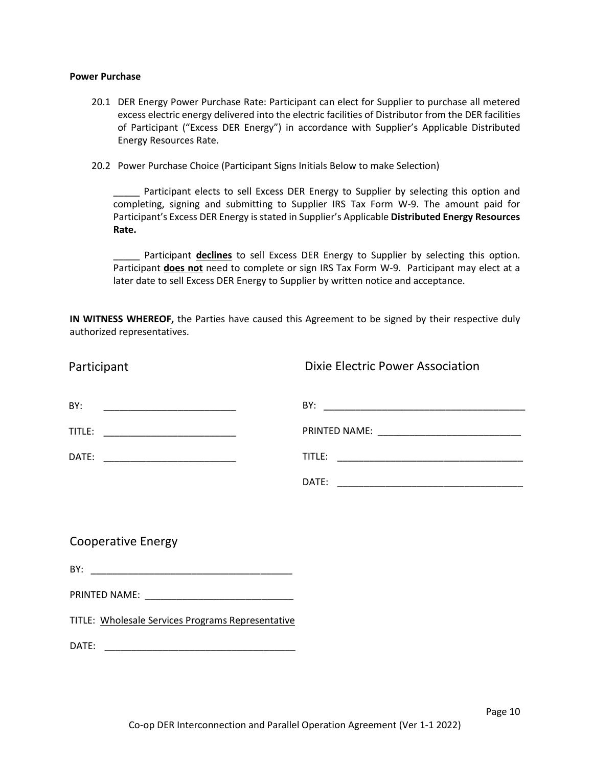**Power Purchase**

20.1 DER Energy Power Purchase Rate: Participant can elect for Supplier to purchase all metered excess electric energy delivered into the electric facilities of Distributor from the DER facilities of Participant ("Excess DER Energy") in accordance with Supplier's Applicable Distributed Energy Resources Rate.

20.2 Power Purchase Choice (Participant Signs Initials Below to make Selection)

_____ Participant elects to sell Excess DER Energy to Supplier by selecting this option and completing, signing and submitting to Supplier IRS Tax Form W-9. The amount paid for Participant's Excess DER Energy is stated in Supplier's Applicable **Distributed Energy Resources Rate.**

_____ Participant **declines** to sell Excess DER Energy to Supplier by selecting this option. Participant **does not** need to complete or sign IRS Tax Form W-9. Participant may elect at a later date to sell Excess DER Energy to Supplier by written notice and acceptance.

**IN WITNESS WHEREOF,** the Parties have caused this Agreement to be signed by their respective duly authorized representatives.

Participant

BY: _________________________

TITLE: _________________________

DATE: _________________________

Dixie Electric Power Association

BY: _______________________________________

PRINTED NAME: ___________________________

TITLE: ___________________________________

DATE: ___________________________________

Cooperative Energy

BY: ______________________________________

PRINTED NAME: ___________________________

TITLE: Wholesale Services Programs Representative

DATE: ___________________________________

Co-op DER Interconnection and Parallel Operation Agreement (Ver 1-1 2022)